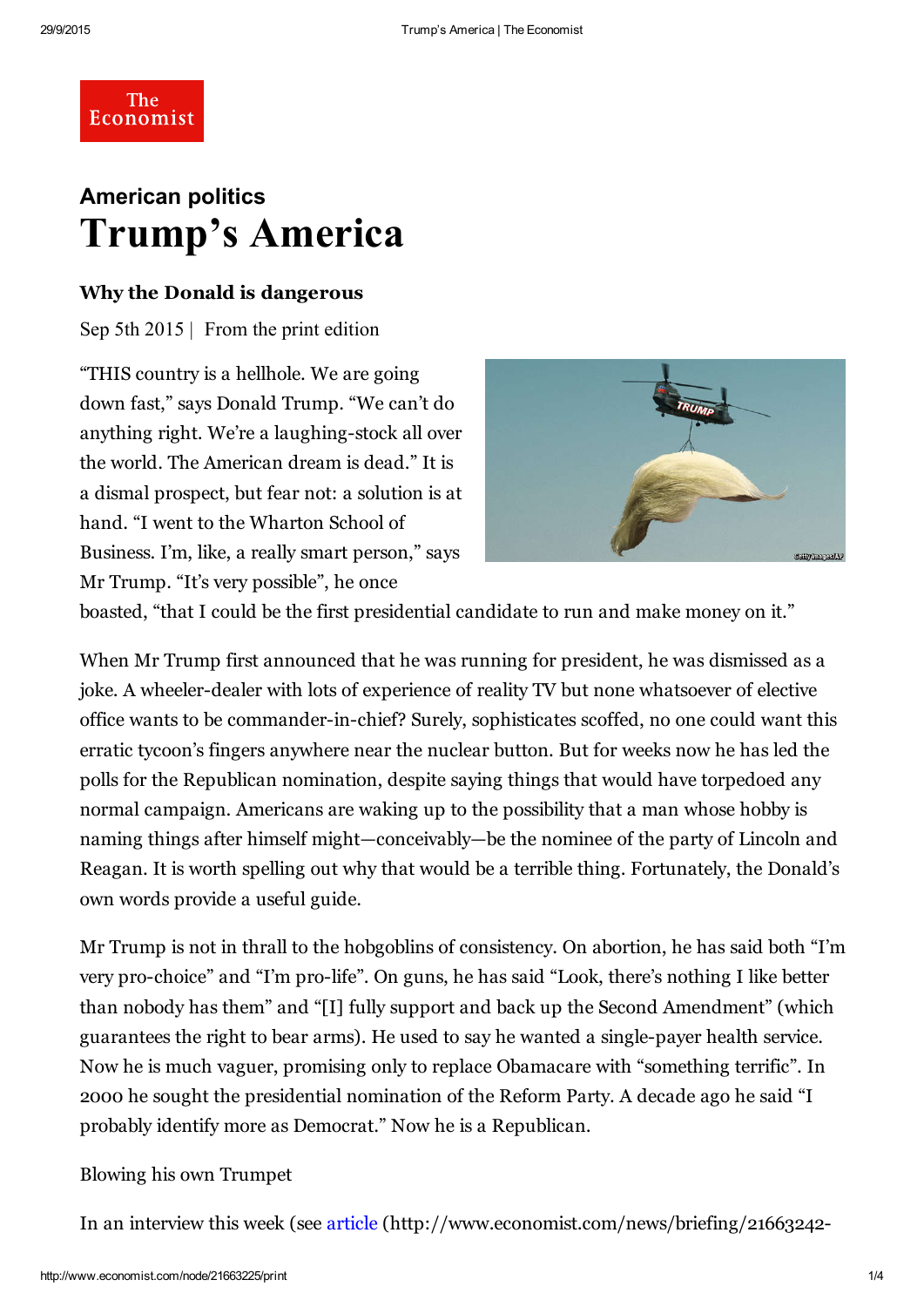# The Economist

## American politics

# Trump's America

### Why the Donald is dangerous

Sep 5th 2015 | From the print edition

"THIS country is a hellhole. We are going down fast," says Donald Trump. "We can't do anything right. We're a laughing-stock all over the world. The American dream is dead." It is a dismal prospect, but fear not: a solution is at hand. "I went to the Wharton School of Business. I'm, like, a really smart person," says Mr Trump. "It's very possible", he once boasted, "that I could be the first presidential candidate to run and make money on it."

When Mr Trump first announced that he was running for president, he was dismissed as a joke. A wheeler-dealer with lots of experience of reality TV but none whatsoever of elective office wants to be commander-in-chief? Surely, sophisticates scoffed, no one could want this erratic tycoon's fingers anywhere near the nuclear button. But for weeks now he has led the polls for the Republican nomination, despite saying things that would have torpedoed any normal campaign. Americans are waking up to the possibility that a man whose hobby is naming things after himself might—conceivably—be the nominee of the party of Lincoln and Reagan. It is worth spelling out why that would be a terrible thing. Fortunately, the Donald's own words provide a useful guide.

Mr Trump is not in thrall to the hobgoblins of consistency. On abortion, he has said both "I'm very pro-choice" and "I'm pro-life". On guns, he has said "Look, there's nothing I like better than nobody has them" and "[I] fully support and back up the Second Amendment" (which guarantees the right to bear arms). He used to say he wanted a single-payer health service. Now he is much vaguer, promising only to replace Obamacare with "something terrific". In 2000 he sought the presidential nomination of the Reform Party. A decade ago he said "I probably identify more as Democrat." Now he is a Republican.

Blowing his own Trumpet

In an interview this week (see [article](http://www.economist.com/news/briefing/21663242-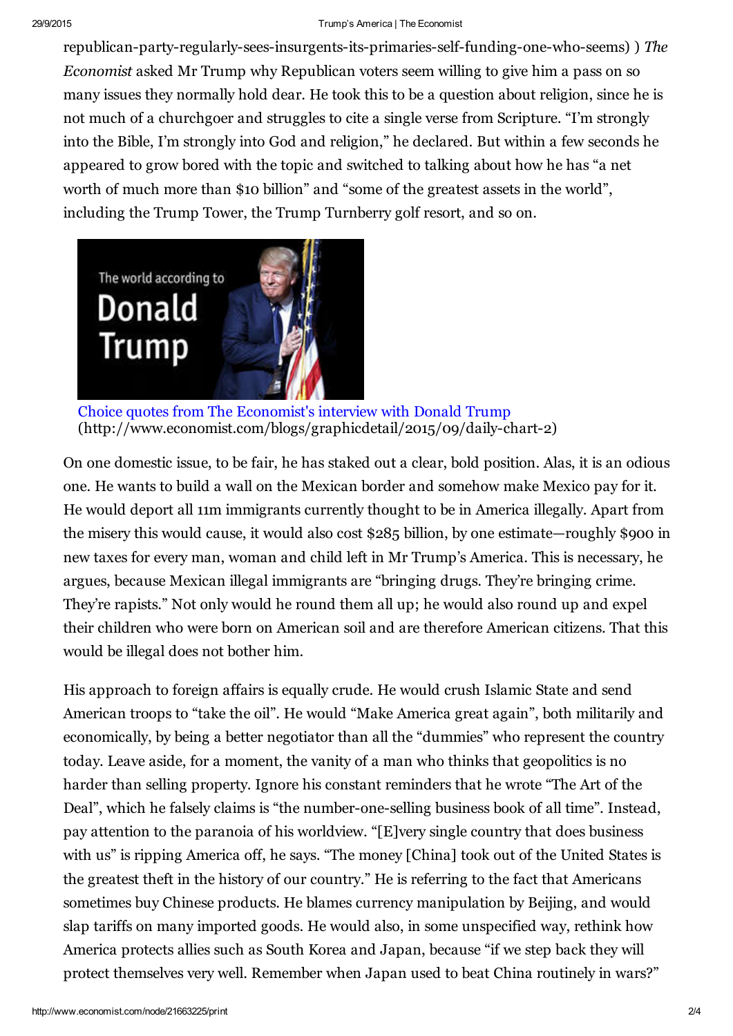republican-party-regularly-sees-insurgents-its-primaries-self-funding-one-who-seems) ) *The Economist* asked Mr Trump why Republican voters seem willing to give him a pass on so many issues they normally hold dear. He took this to be a question about religion, since he is not much of a churchgoer and struggles to cite a single verse from Scripture. "I'm strongly into the Bible, I'm strongly into God and religion," he declared. But within a few seconds he appeared to grow bored with the topic and switched to talking about how he has "a net worth of much more than $10 billion" and "some of the greatest assets in the world", including the Trump Tower, the Trump Turnberry golf resort, and so on.

The world according to Donald Trump

Choice quotes from The Economist's interview with Donald Trump (http://www.economist.com/blogs/graphicdetail/2015/09/daily-chart-2)

On one domestic issue, to be fair, he has staked out a clear, bold position. Alas, it is an odious one. He wants to build a wall on the Mexican border and somehow make Mexico pay for it. He would deport all 11m immigrants currently thought to be in America illegally. Apart from the misery this would cause, it would also cost $285 billion, by one estimate—roughly $900 in new taxes for every man, woman and child left in Mr Trump's America. This is necessary, he argues, because Mexican illegal immigrants are "bringing drugs. They're bringing crime. They're rapists." Not only would he round them all up; he would also round up and expel their children who were born on American soil and are therefore American citizens. That this would be illegal does not bother him.

His approach to foreign affairs is equally crude. He would crush Islamic State and send American troops to "take the oil". He would "Make America great again", both militarily and economically, by being a better negotiator than all the "dummies" who represent the country today. Leave aside, for a moment, the vanity of a man who thinks that geopolitics is no harder than selling property. Ignore his constant reminders that he wrote "The Art of the Deal", which he falsely claims is "the number-one-selling business book of all time". Instead, pay attention to the paranoia of his worldview. "[E]very single country that does business with us" is ripping America off, he says. "The money [China] took out of the United States is the greatest theft in the history of our country." He is referring to the fact that Americans sometimes buy Chinese products. He blames currency manipulation by Beijing, and would slap tariffs on many imported goods. He would also, in some unspecified way, rethink how America protects allies such as South Korea and Japan, because "if we step back they will protect themselves very well. Remember when Japan used to beat China routinely in wars?"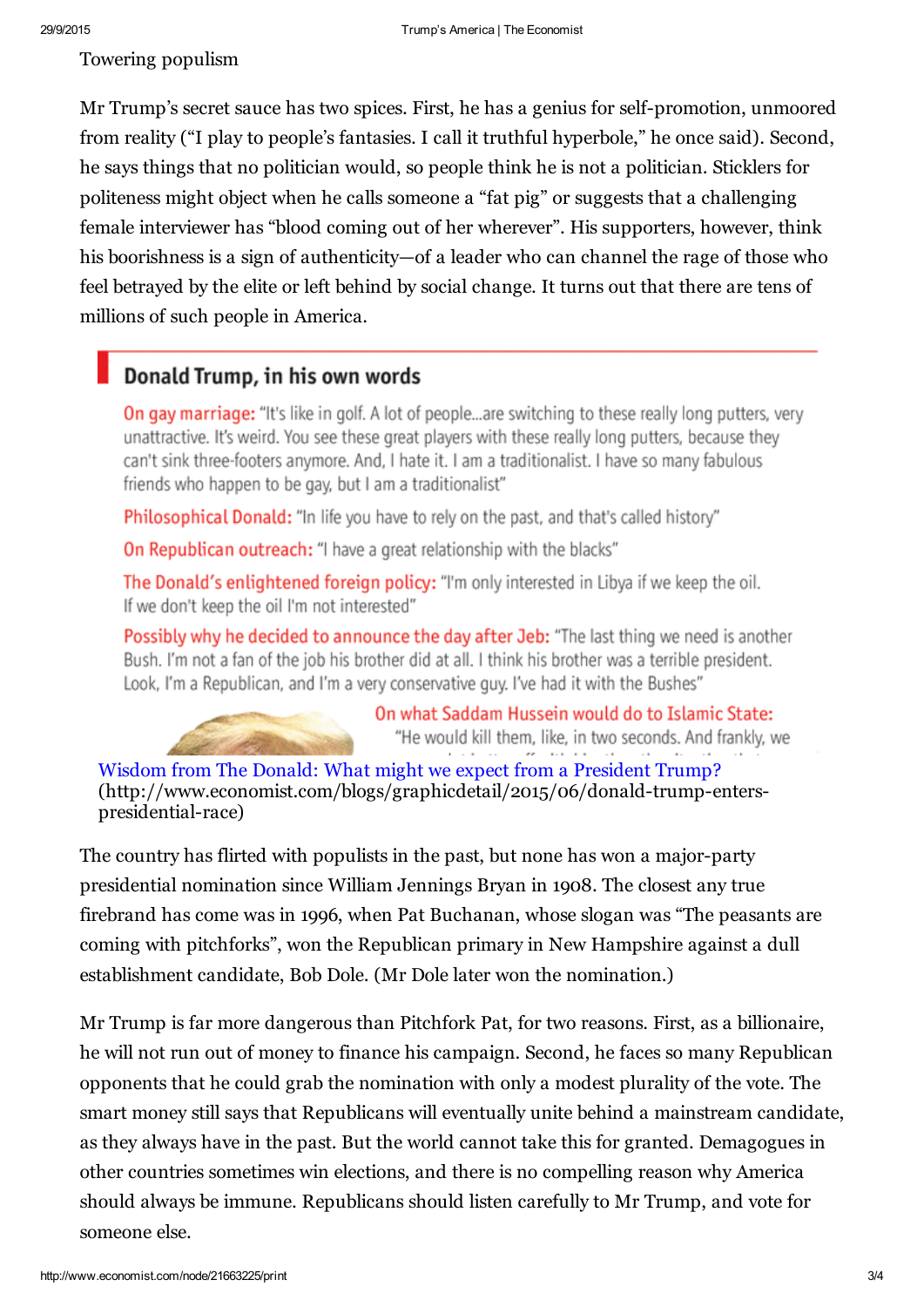Towering populism

Mr Trump's secret sauce has two spices. First, he has a genius for self-promotion, unmoored from reality ("I play to people's fantasies. I call it truthful hyperbole," he once said). Second, he says things that no politician would, so people think he is not a politician. Sticklers for politeness might object when he calls someone a "fat pig" or suggests that a challenging female interviewer has "blood coming out of her wherever". His supporters, however, think his boorishness is a sign of authenticity—of a leader who can channel the rage of those who feel betrayed by the elite or left behind by social change. It turns out that there are tens of millions of such people in America.

## Donald Trump, in his own words

**On gay marriage:** "It's like in golf. A lot of people...are switching to these really long putters, very unattractive. It's weird. You see these great players with these really long putters, because they can't sink three-footers anymore. And, I hate it. I am a traditionalist. I have so many fabulous friends who happen to be gay, but I am a traditionalist"

**Philosophical Donald:** "In life you have to rely on the past, and that's called history"

**On Republican outreach:** "I have a great relationship with the blacks"

**The Donald's enlightened foreign policy:** "I'm only interested in Libya if we keep the oil. If we don't keep the oil I'm not interested"

**Possibly why he decided to announce the day after Jeb:** "The last thing we need is another Bush. I'm not a fan of the job his brother did at all. I think his brother was a terrible president. Look, I'm a Republican, and I'm a very conservative guy. I've had it with the Bushes"

**On what Saddam Hussein would do to Islamic State:** "He would kill them, like, in two seconds. And frankly, we

[Wisdom from The Donald: What might we expect from a President Trump?](http://www.economist.com/blogs/graphicdetail/2015/06/donald-trump-enters-presidential-race) (http://www.economist.com/blogs/graphicdetail/2015/06/donald-trump-enters-presidential-race)

The country has flirted with populists in the past, but none has won a major-party presidential nomination since William Jennings Bryan in 1908. The closest any true firebrand has come was in 1996, when Pat Buchanan, whose slogan was "The peasants are coming with pitchforks", won the Republican primary in New Hampshire against a dull establishment candidate, Bob Dole. (Mr Dole later won the nomination.)

Mr Trump is far more dangerous than Pitchfork Pat, for two reasons. First, as a billionaire, he will not run out of money to finance his campaign. Second, he faces so many Republican opponents that he could grab the nomination with only a modest plurality of the vote. The smart money still says that Republicans will eventually unite behind a mainstream candidate, as they always have in the past. But the world cannot take this for granted. Demagogues in other countries sometimes win elections, and there is no compelling reason why America should always be immune. Republicans should listen carefully to Mr Trump, and vote for someone else.